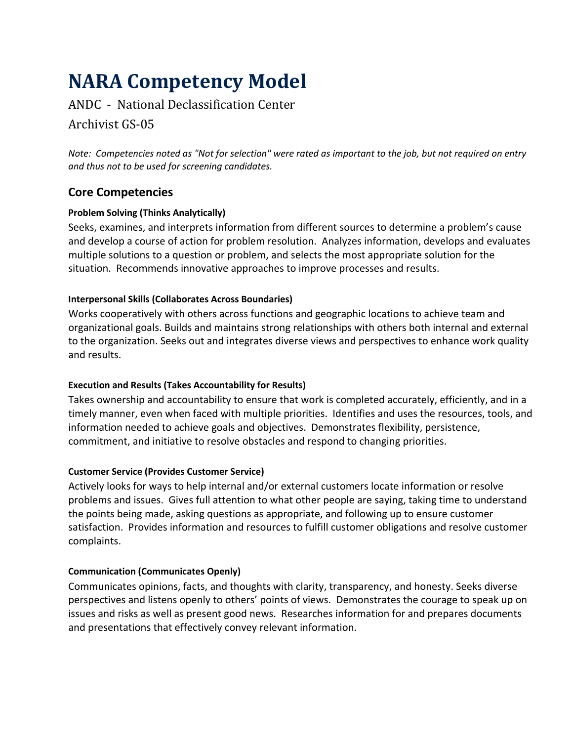# NARA Competency Model

ANDC - National Declassification Center

Archivist GS-05

*Note: Competencies noted as "Not for selection" were rated as important to the job, but not required on entry and thus not to be used for screening candidates.*

## Core Competencies

#### Problem Solving (Thinks Analytically)

Seeks, examines, and interprets information from different sources to determine a problem's cause and develop a course of action for problem resolution. Analyzes information, develops and evaluates multiple solutions to a question or problem, and selects the most appropriate solution for the situation. Recommends innovative approaches to improve processes and results.

#### Interpersonal Skills (Collaborates Across Boundaries)

Works cooperatively with others across functions and geographic locations to achieve team and organizational goals. Builds and maintains strong relationships with others both internal and external to the organization. Seeks out and integrates diverse views and perspectives to enhance work quality and results.

#### Execution and Results (Takes Accountability for Results)

Takes ownership and accountability to ensure that work is completed accurately, efficiently, and in a timely manner, even when faced with multiple priorities. Identifies and uses the resources, tools, and information needed to achieve goals and objectives. Demonstrates flexibility, persistence, commitment, and initiative to resolve obstacles and respond to changing priorities.

#### Customer Service (Provides Customer Service)

Actively looks for ways to help internal and/or external customers locate information or resolve problems and issues. Gives full attention to what other people are saying, taking time to understand the points being made, asking questions as appropriate, and following up to ensure customer satisfaction. Provides information and resources to fulfill customer obligations and resolve customer complaints.

#### Communication (Communicates Openly)

Communicates opinions, facts, and thoughts with clarity, transparency, and honesty. Seeks diverse perspectives and listens openly to others' points of views. Demonstrates the courage to speak up on issues and risks as well as present good news. Researches information for and prepares documents and presentations that effectively convey relevant information.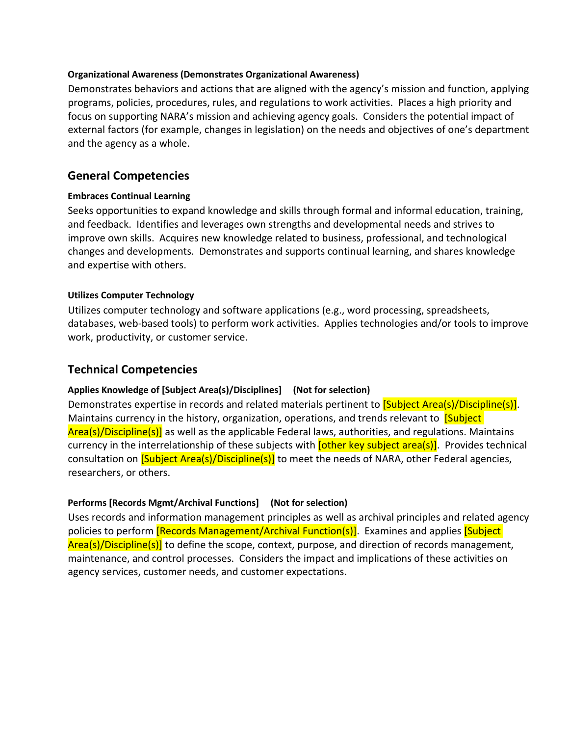**Organizational Awareness (Demonstrates Organizational Awareness)**

Demonstrates behaviors and actions that are aligned with the agency's mission and function, applying programs, policies, procedures, rules, and regulations to work activities. Places a high priority and focus on supporting NARA's mission and achieving agency goals. Considers the potential impact of external factors (for example, changes in legislation) on the needs and objectives of one's department and the agency as a whole.

## General Competencies

**Embraces Continual Learning**

Seeks opportunities to expand knowledge and skills through formal and informal education, training, and feedback. Identifies and leverages own strengths and developmental needs and strives to improve own skills. Acquires new knowledge related to business, professional, and technological changes and developments. Demonstrates and supports continual learning, and shares knowledge and expertise with others.

**Utilizes Computer Technology**

Utilizes computer technology and software applications (e.g., word processing, spreadsheets, databases, web-based tools) to perform work activities. Applies technologies and/or tools to improve work, productivity, or customer service.

## Technical Competencies

**Applies Knowledge of [Subject Area(s)/Disciplines] (Not for selection)**

Demonstrates expertise in records and related materials pertinent to [Subject Area(s)/Discipline(s)]. Maintains currency in the history, organization, operations, and trends relevant to [Subject Area(s)/Discipline(s)] as well as the applicable Federal laws, authorities, and regulations. Maintains currency in the interrelationship of these subjects with [other key subject area(s)]. Provides technical consultation on [Subject Area(s)/Discipline(s)] to meet the needs of NARA, other Federal agencies, researchers, or others.

**Performs [Records Mgmt/Archival Functions] (Not for selection)**

Uses records and information management principles as well as archival principles and related agency policies to perform [Records Management/Archival Function(s)]. Examines and applies [Subject Area(s)/Discipline(s)] to define the scope, context, purpose, and direction of records management, maintenance, and control processes. Considers the impact and implications of these activities on agency services, customer needs, and customer expectations.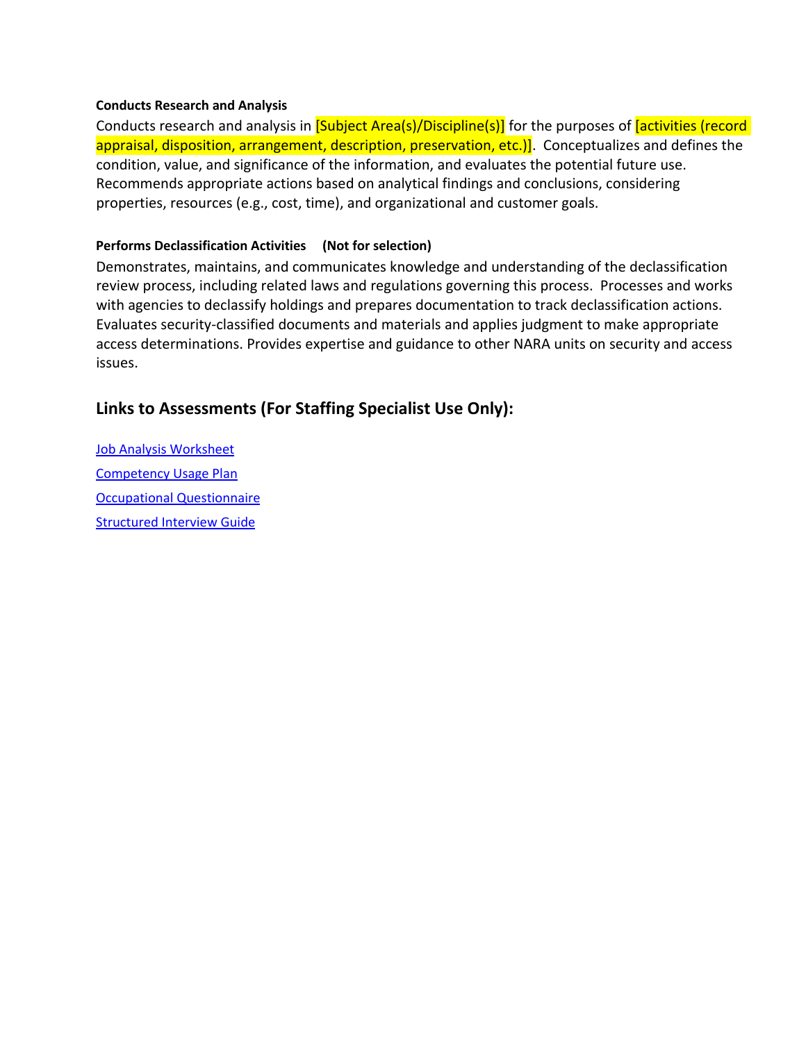**Conducts Research and Analysis**

Conducts research and analysis in [Subject Area(s)/Discipline(s)] for the purposes of [activities (record appraisal, disposition, arrangement, description, preservation, etc.)]. Conceptualizes and defines the condition, value, and significance of the information, and evaluates the potential future use. Recommends appropriate actions based on analytical findings and conclusions, considering properties, resources (e.g., cost, time), and organizational and customer goals.

**Performs Declassification Activities (Not for selection)**

Demonstrates, maintains, and communicates knowledge and understanding of the declassification review process, including related laws and regulations governing this process. Processes and works with agencies to declassify holdings and prepares documentation to track declassification actions. Evaluates security-classified documents and materials and applies judgment to make appropriate access determinations. Provides expertise and guidance to other NARA units on security and access issues.

## Links to Assessments (For Staffing Specialist Use Only):

Job Analysis Worksheet

Competency Usage Plan

Occupational Questionnaire

Structured Interview Guide